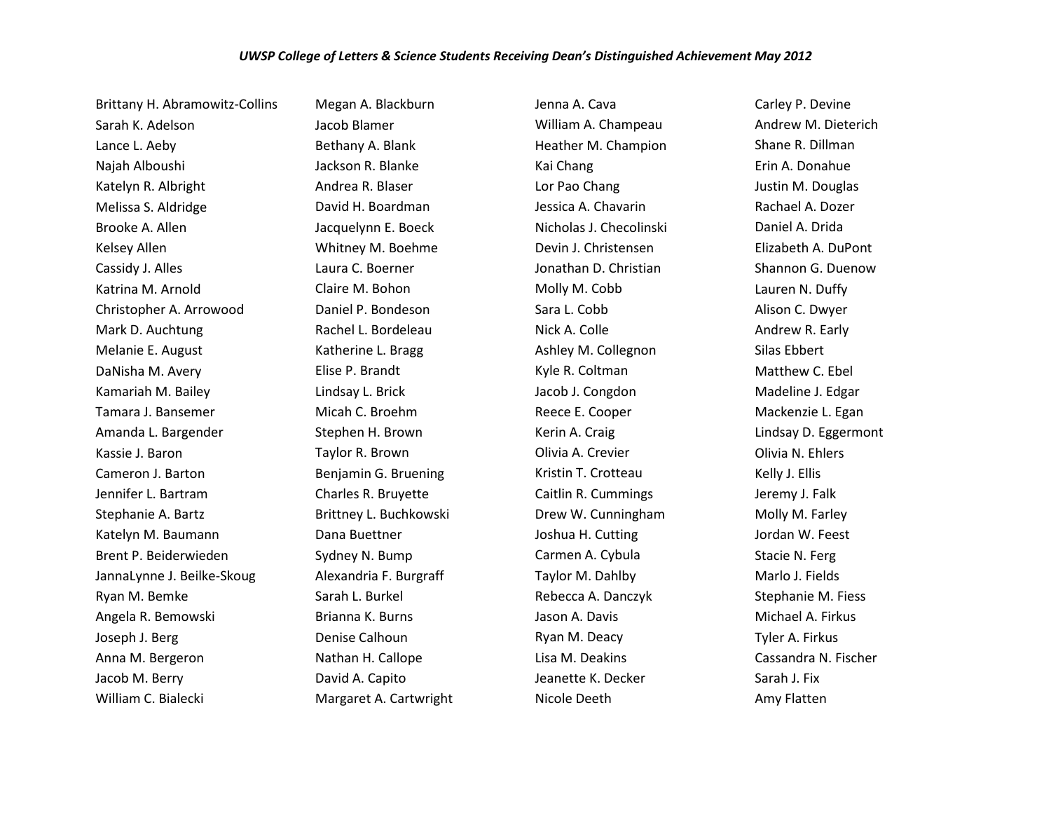*UWSP College of Letters & Science Students Receiving Dean's Distinguished Achievement May 2012*

Brittany H. Abramowitz-Collins
Sarah K. Adelson
Lance L. Aeby
Najah Alboushi
Katelyn R. Albright
Melissa S. Aldridge
Brooke A. Allen
Kelsey Allen
Cassidy J. Alles
Katrina M. Arnold
Christopher A. Arrowood
Mark D. Auchtung
Melanie E. August
DaNisha M. Avery
Kamariah M. Bailey
Tamara J. Bansemer
Amanda L. Bargender
Kassie J. Baron
Cameron J. Barton
Jennifer L. Bartram
Stephanie A. Bartz
Katelyn M. Baumann
Brent P. Beiderwieden
JannaLynne J. Beilke-Skoug
Ryan M. Bemke
Angela R. Bemowski
Joseph J. Berg
Anna M. Bergeron
Jacob M. Berry
William C. Bialecki
Megan A. Blackburn
Jacob Blamer
Bethany A. Blank
Jackson R. Blanke
Andrea R. Blaser
David H. Boardman
Jacquelynn E. Boeck
Whitney M. Boehme
Laura C. Boerner
Claire M. Bohon
Daniel P. Bondeson
Rachel L. Bordeleau
Katherine L. Bragg
Elise P. Brandt
Lindsay L. Brick
Micah C. Broehm
Stephen H. Brown
Taylor R. Brown
Benjamin G. Bruening
Charles R. Bruyette
Brittney L. Buchkowski
Dana Buettner
Sydney N. Bump
Alexandria F. Burgraff
Sarah L. Burkel
Brianna K. Burns
Denise Calhoun
Nathan H. Callope
David A. Capito
Margaret A. Cartwright
Jenna A. Cava
William A. Champeau
Heather M. Champion
Kai Chang
Lor Pao Chang
Jessica A. Chavarin
Nicholas J. Checolinski
Devin J. Christensen
Jonathan D. Christian
Molly M. Cobb
Sara L. Cobb
Nick A. Colle
Ashley M. Collegnon
Kyle R. Coltman
Jacob J. Congdon
Reece E. Cooper
Kerin A. Craig
Olivia A. Crevier
Kristin T. Crotteau
Caitlin R. Cummings
Drew W. Cunningham
Joshua H. Cutting
Carmen A. Cybula
Taylor M. Dahlby
Rebecca A. Danczyk
Jason A. Davis
Ryan M. Deacy
Lisa M. Deakins
Jeanette K. Decker
Nicole Deeth
Carley P. Devine
Andrew M. Dieterich
Shane R. Dillman
Erin A. Donahue
Justin M. Douglas
Rachael A. Dozer
Daniel A. Drida
Elizabeth A. DuPont
Shannon G. Duenow
Lauren N. Duffy
Alison C. Dwyer
Andrew R. Early
Silas Ebbert
Matthew C. Ebel
Madeline J. Edgar
Mackenzie L. Egan
Lindsay D. Eggermont
Olivia N. Ehlers
Kelly J. Ellis
Jeremy J. Falk
Molly M. Farley
Jordan W. Feest
Stacie N. Ferg
Marlo J. Fields
Stephanie M. Fiess
Michael A. Firkus
Tyler A. Firkus
Cassandra N. Fischer
Sarah J. Fix
Amy Flatten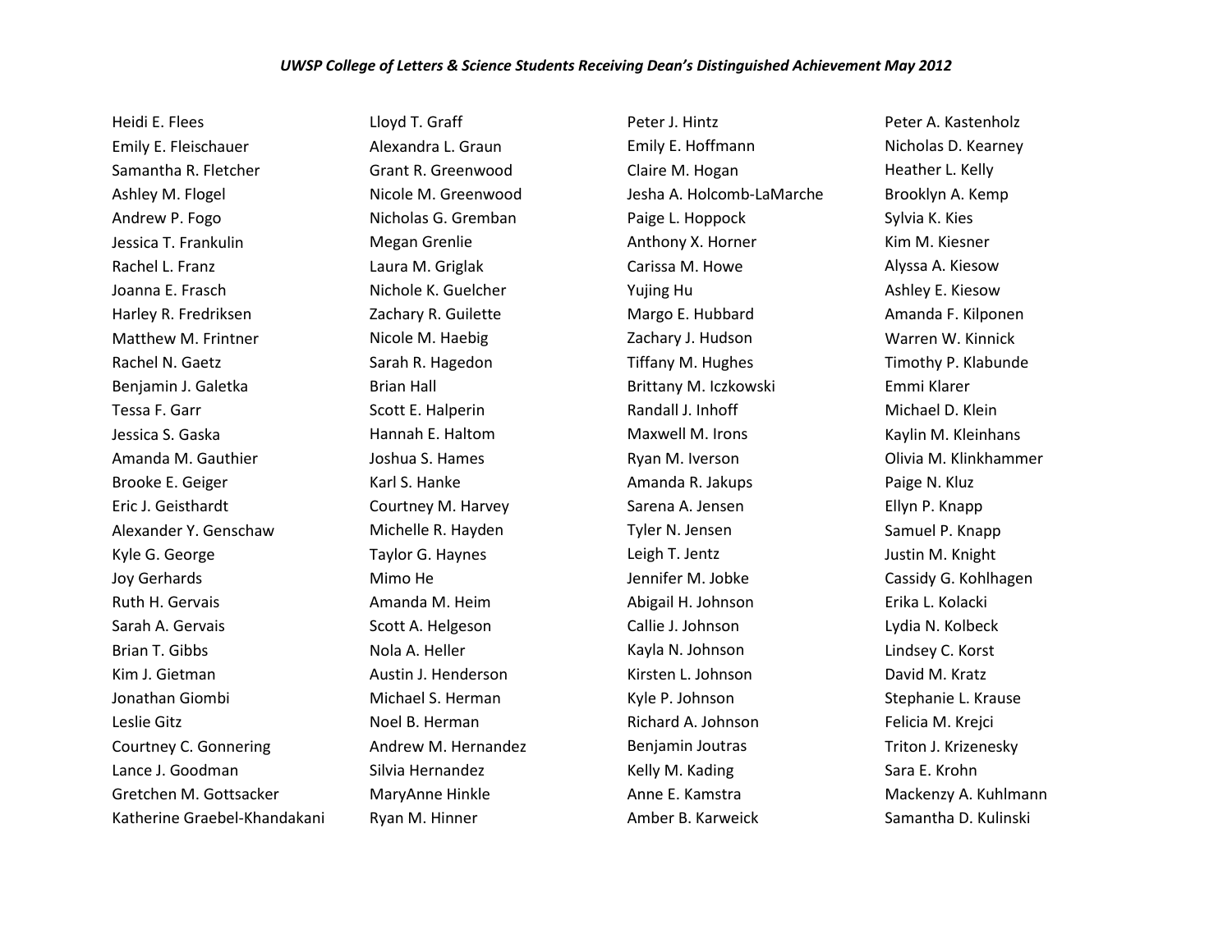*UWSP College of Letters & Science Students Receiving Dean's Distinguished Achievement May 2012*

Heidi E. Flees
Emily E. Fleischauer
Samantha R. Fletcher
Ashley M. Flogel
Andrew P. Fogo
Jessica T. Frankulin
Rachel L. Franz
Joanna E. Frasch
Harley R. Fredriksen
Matthew M. Frintner
Rachel N. Gaetz
Benjamin J. Galetka
Tessa F. Garr
Jessica S. Gaska
Amanda M. Gauthier
Brooke E. Geiger
Eric J. Geisthardt
Alexander Y. Genschaw
Kyle G. George
Joy Gerhards
Ruth H. Gervais
Sarah A. Gervais
Brian T. Gibbs
Kim J. Gietman
Jonathan Giombi
Leslie Gitz
Courtney C. Gonnering
Lance J. Goodman
Gretchen M. Gottsacker
Katherine Graebel-Khandakani
Lloyd T. Graff
Alexandra L. Graun
Grant R. Greenwood
Nicole M. Greenwood
Nicholas G. Gremban
Megan Grenlie
Laura M. Griglak
Nichole K. Guelcher
Zachary R. Guilette
Nicole M. Haebig
Sarah R. Hagedon
Brian Hall
Scott E. Halperin
Hannah E. Haltom
Joshua S. Hames
Karl S. Hanke
Courtney M. Harvey
Michelle R. Hayden
Taylor G. Haynes
Mimo He
Amanda M. Heim
Scott A. Helgeson
Nola A. Heller
Austin J. Henderson
Michael S. Herman
Noel B. Herman
Andrew M. Hernandez
Silvia Hernandez
MaryAnne Hinkle
Ryan M. Hinner
Peter J. Hintz
Emily E. Hoffmann
Claire M. Hogan
Jesha A. Holcomb-LaMarche
Paige L. Hoppock
Anthony X. Horner
Carissa M. Howe
Yujing Hu
Margo E. Hubbard
Zachary J. Hudson
Tiffany M. Hughes
Brittany M. Iczkowski
Randall J. Inhoff
Maxwell M. Irons
Ryan M. Iverson
Amanda R. Jakups
Sarena A. Jensen
Tyler N. Jensen
Leigh T. Jentz
Jennifer M. Jobke
Abigail H. Johnson
Callie J. Johnson
Kayla N. Johnson
Kirsten L. Johnson
Kyle P. Johnson
Richard A. Johnson
Benjamin Joutras
Kelly M. Kading
Anne E. Kamstra
Amber B. Karweick
Peter A. Kastenholz
Nicholas D. Kearney
Heather L. Kelly
Brooklyn A. Kemp
Sylvia K. Kies
Kim M. Kiesner
Alyssa A. Kiesow
Ashley E. Kiesow
Amanda F. Kilponen
Warren W. Kinnick
Timothy P. Klabunde
Emmi Klarer
Michael D. Klein
Kaylin M. Kleinhans
Olivia M. Klinkhammer
Paige N. Kluz
Ellyn P. Knapp
Samuel P. Knapp
Justin M. Knight
Cassidy G. Kohlhagen
Erika L. Kolacki
Lydia N. Kolbeck
Lindsey C. Korst
David M. Kratz
Stephanie L. Krause
Felicia M. Krejci
Triton J. Krizenesky
Sara E. Krohn
Mackenzy A. Kuhlmann
Samantha D. Kulinski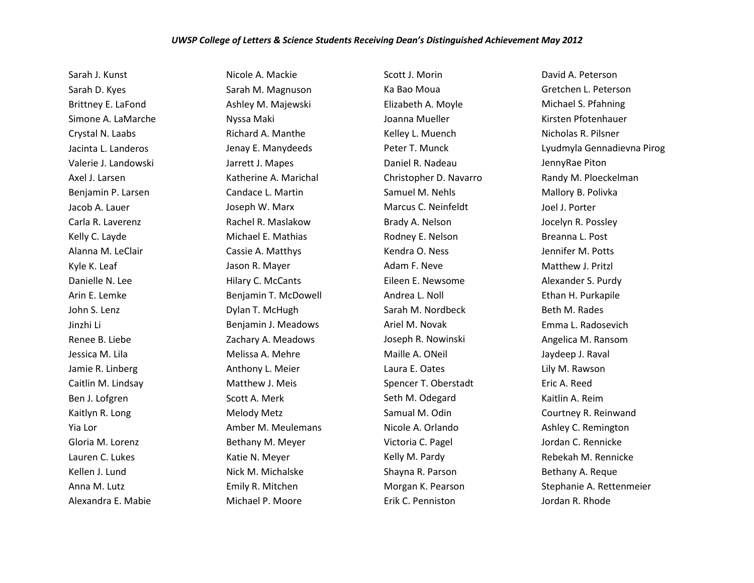*UWSP College of Letters & Science Students Receiving Dean's Distinguished Achievement May 2012*

Sarah J. Kunst
Sarah D. Kyes
Brittney E. LaFond
Simone A. LaMarche
Crystal N. Laabs
Jacinta L. Landeros
Valerie J. Landowski
Axel J. Larsen
Benjamin P. Larsen
Jacob A. Lauer
Carla R. Laverenz
Kelly C. Layde
Alanna M. LeClair
Kyle K. Leaf
Danielle N. Lee
Arin E. Lemke
John S. Lenz
Jinzhi Li
Renee B. Liebe
Jessica M. Lila
Jamie R. Linberg
Caitlin M. Lindsay
Ben J. Lofgren
Kaitlyn R. Long
Yia Lor
Gloria M. Lorenz
Lauren C. Lukes
Kellen J. Lund
Anna M. Lutz
Alexandra E. Mabie
Nicole A. Mackie
Sarah M. Magnuson
Ashley M. Majewski
Nyssa Maki
Richard A. Manthe
Jenay E. Manydeeds
Jarrett J. Mapes
Katherine A. Marichal
Candace L. Martin
Joseph W. Marx
Rachel R. Maslakow
Michael E. Mathias
Cassie A. Matthys
Jason R. Mayer
Hilary C. McCants
Benjamin T. McDowell
Dylan T. McHugh
Benjamin J. Meadows
Zachary A. Meadows
Melissa A. Mehre
Anthony L. Meier
Matthew J. Meis
Scott A. Merk
Melody Metz
Amber M. Meulemans
Bethany M. Meyer
Katie N. Meyer
Nick M. Michalske
Emily R. Mitchen
Michael P. Moore
Scott J. Morin
Ka Bao Moua
Elizabeth A. Moyle
Joanna Mueller
Kelley L. Muench
Peter T. Munck
Daniel R. Nadeau
Christopher D. Navarro
Samuel M. Nehls
Marcus C. Neinfeldt
Brady A. Nelson
Rodney E. Nelson
Kendra O. Ness
Adam F. Neve
Eileen E. Newsome
Andrea L. Noll
Sarah M. Nordbeck
Ariel M. Novak
Joseph R. Nowinski
Maille A. ONeil
Laura E. Oates
Spencer T. Oberstadt
Seth M. Odegard
Samual M. Odin
Nicole A. Orlando
Victoria C. Pagel
Kelly M. Pardy
Shayna R. Parson
Morgan K. Pearson
Erik C. Penniston
David A. Peterson
Gretchen L. Peterson
Michael S. Pfahning
Kirsten Pfotenhauer
Nicholas R. Pilsner
Lyudmyla Gennadievna Pirog
JennyRae Piton
Randy M. Ploeckelman
Mallory B. Polivka
Joel J. Porter
Jocelyn R. Possley
Breanna L. Post
Jennifer M. Potts
Matthew J. Pritzl
Alexander S. Purdy
Ethan H. Purkapile
Beth M. Rades
Emma L. Radosevich
Angelica M. Ransom
Jaydeep J. Raval
Lily M. Rawson
Eric A. Reed
Kaitlin A. Reim
Courtney R. Reinwand
Ashley C. Remington
Jordan C. Rennicke
Rebekah M. Rennicke
Bethany A. Reque
Stephanie A. Rettenmeier
Jordan R. Rhode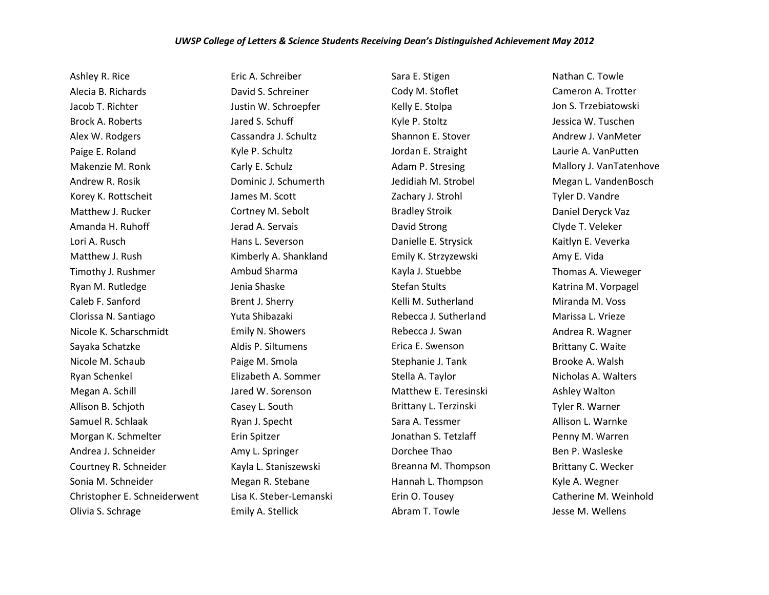*UWSP College of Letters & Science Students Receiving Dean's Distinguished Achievement May 2012*

Ashley R. Rice
Alecia B. Richards
Jacob T. Richter
Brock A. Roberts
Alex W. Rodgers
Paige E. Roland
Makenzie M. Ronk
Andrew R. Rosik
Korey K. Rottscheit
Matthew J. Rucker
Amanda H. Ruhoff
Lori A. Rusch
Matthew J. Rush
Timothy J. Rushmer
Ryan M. Rutledge
Caleb F. Sanford
Clorissa N. Santiago
Nicole K. Scharschmidt
Sayaka Schatzke
Nicole M. Schaub
Ryan Schenkel
Megan A. Schill
Allison B. Schjoth
Samuel R. Schlaak
Morgan K. Schmelter
Andrea J. Schneider
Courtney R. Schneider
Sonia M. Schneider
Christopher E. Schneiderwent
Olivia S. Schrage
Eric A. Schreiber
David S. Schreiner
Justin W. Schroepfer
Jared S. Schuff
Cassandra J. Schultz
Kyle P. Schultz
Carly E. Schulz
Dominic J. Schumerth
James M. Scott
Cortney M. Sebolt
Jerad A. Servais
Hans L. Severson
Kimberly A. Shankland
Ambud Sharma
Jenia Shaske
Brent J. Sherry
Yuta Shibazaki
Emily N. Showers
Aldis P. Siltumens
Paige M. Smola
Elizabeth A. Sommer
Jared W. Sorenson
Casey L. South
Ryan J. Specht
Erin Spitzer
Amy L. Springer
Kayla L. Staniszewski
Megan R. Stebane
Lisa K. Steber-Lemanski
Emily A. Stellick
Sara E. Stigen
Cody M. Stoflet
Kelly E. Stolpa
Kyle P. Stoltz
Shannon E. Stover
Jordan E. Straight
Adam P. Stresing
Jedidiah M. Strobel
Zachary J. Strohl
Bradley Stroik
David Strong
Danielle E. Strysick
Emily K. Strzyzewski
Kayla J. Stuebbe
Stefan Stults
Kelli M. Sutherland
Rebecca J. Sutherland
Rebecca J. Swan
Erica E. Swenson
Stephanie J. Tank
Stella A. Taylor
Matthew E. Teresinski
Brittany L. Terzinski
Sara A. Tessmer
Jonathan S. Tetzlaff
Dorchee Thao
Breanna M. Thompson
Hannah L. Thompson
Erin O. Tousey
Abram T. Towle
Nathan C. Towle
Cameron A. Trotter
Jon S. Trzebiatowski
Jessica W. Tuschen
Andrew J. VanMeter
Laurie A. VanPutten
Mallory J. VanTatenhove
Megan L. VandenBosch
Tyler D. Vandre
Daniel Deryck Vaz
Clyde T. Veleker
Kaitlyn E. Veverka
Amy E. Vida
Thomas A. Vieweger
Katrina M. Vorpagel
Miranda M. Voss
Marissa L. Vrieze
Andrea R. Wagner
Brittany C. Waite
Brooke A. Walsh
Nicholas A. Walters
Ashley Walton
Tyler R. Warner
Allison L. Warnke
Penny M. Warren
Ben P. Wasleske
Brittany C. Wecker
Kyle A. Wegner
Catherine M. Weinhold
Jesse M. Wellens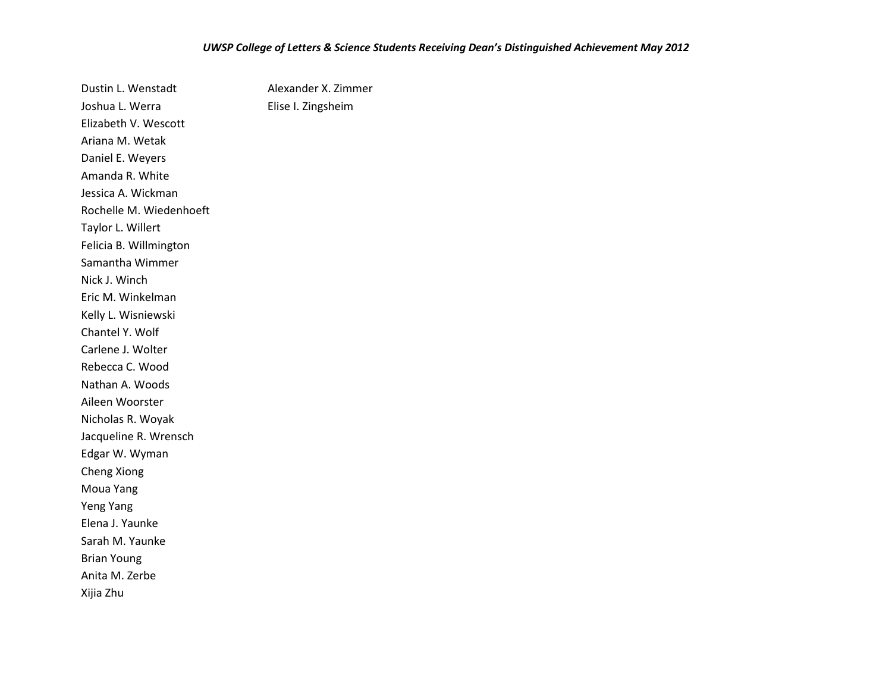Dustin L. Wenstadt
Joshua L. Werra
Elizabeth V. Wescott
Ariana M. Wetak
Daniel E. Weyers
Amanda R. White
Jessica A. Wickman
Rochelle M. Wiedenhoeft
Taylor L. Willert
Felicia B. Willmington
Samantha Wimmer
Nick J. Winch
Eric M. Winkelman
Kelly L. Wisniewski
Chantel Y. Wolf
Carlene J. Wolter
Rebecca C. Wood
Nathan A. Woods
Aileen Woorster
Nicholas R. Woyak
Jacqueline R. Wrensch
Edgar W. Wyman
Cheng Xiong
Moua Yang
Yeng Yang
Elena J. Yaunke
Sarah M. Yaunke
Brian Young
Anita M. Zerbe
Xijia Zhu
Alexander X. Zimmer
Elise I. Zingsheim